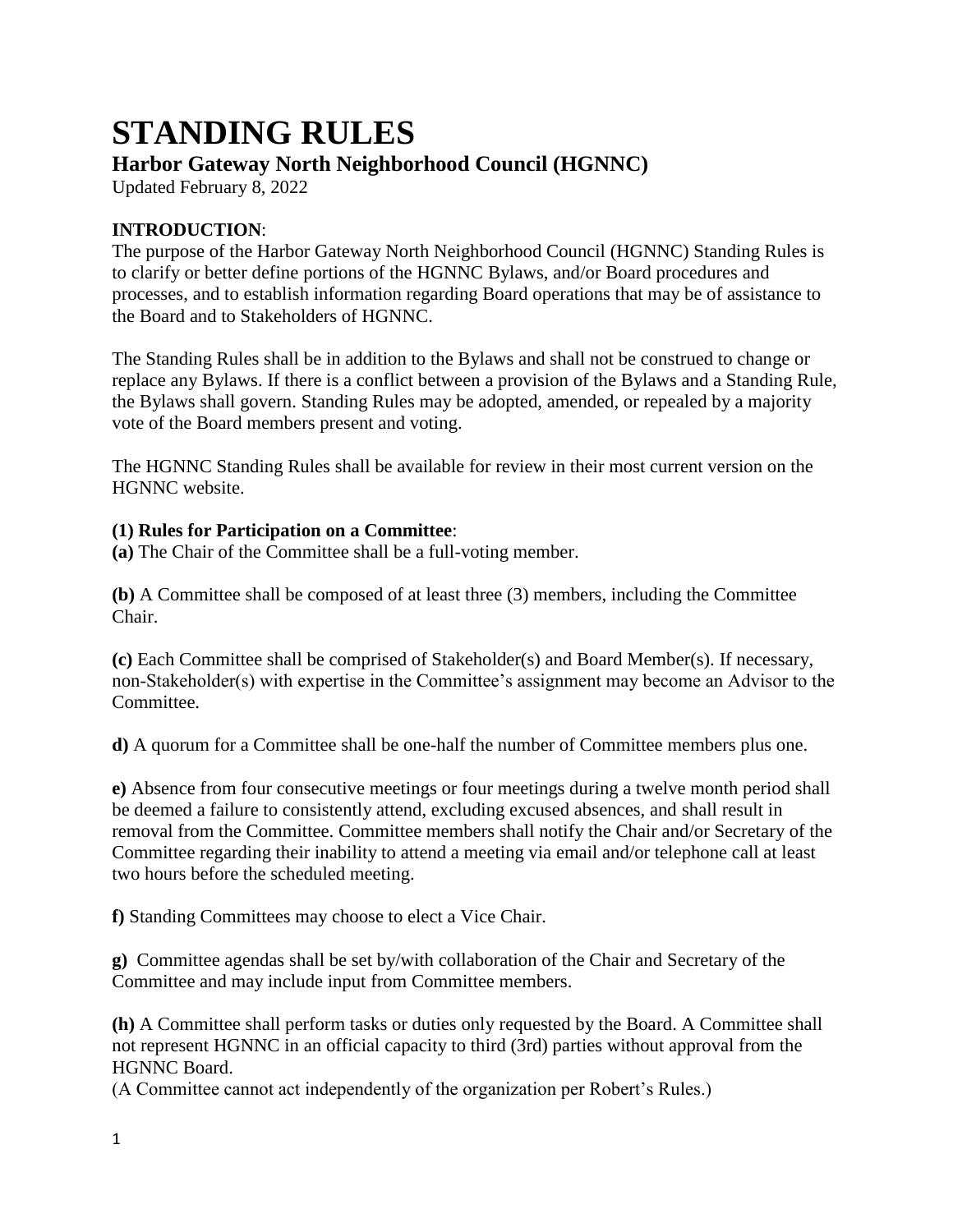# STANDING RULES

## Harbor Gateway North Neighborhood Council (HGNNC)

Updated February 8, 2022

**INTRODUCTION**:

The purpose of the Harbor Gateway North Neighborhood Council (HGNNC) Standing Rules is to clarify or better define portions of the HGNNC Bylaws, and/or Board procedures and processes, and to establish information regarding Board operations that may be of assistance to the Board and to Stakeholders of HGNNC.

The Standing Rules shall be in addition to the Bylaws and shall not be construed to change or replace any Bylaws. If there is a conflict between a provision of the Bylaws and a Standing Rule, the Bylaws shall govern. Standing Rules may be adopted, amended, or repealed by a majority vote of the Board members present and voting.

The HGNNC Standing Rules shall be available for review in their most current version on the HGNNC website.

**(1) Rules for Participation on a Committee**:

**(a)** The Chair of the Committee shall be a full-voting member.

**(b)** A Committee shall be composed of at least three (3) members, including the Committee Chair.

**(c)** Each Committee shall be comprised of Stakeholder(s) and Board Member(s). If necessary, non-Stakeholder(s) with expertise in the Committee's assignment may become an Advisor to the Committee.

**d)** A quorum for a Committee shall be one-half the number of Committee members plus one.

**e)** Absence from four consecutive meetings or four meetings during a twelve month period shall be deemed a failure to consistently attend, excluding excused absences, and shall result in removal from the Committee. Committee members shall notify the Chair and/or Secretary of the Committee regarding their inability to attend a meeting via email and/or telephone call at least two hours before the scheduled meeting.

**f)** Standing Committees may choose to elect a Vice Chair.

**g)** Committee agendas shall be set by/with collaboration of the Chair and Secretary of the Committee and may include input from Committee members.

**(h)** A Committee shall perform tasks or duties only requested by the Board. A Committee shall not represent HGNNC in an official capacity to third (3rd) parties without approval from the HGNNC Board.

(A Committee cannot act independently of the organization per Robert's Rules.)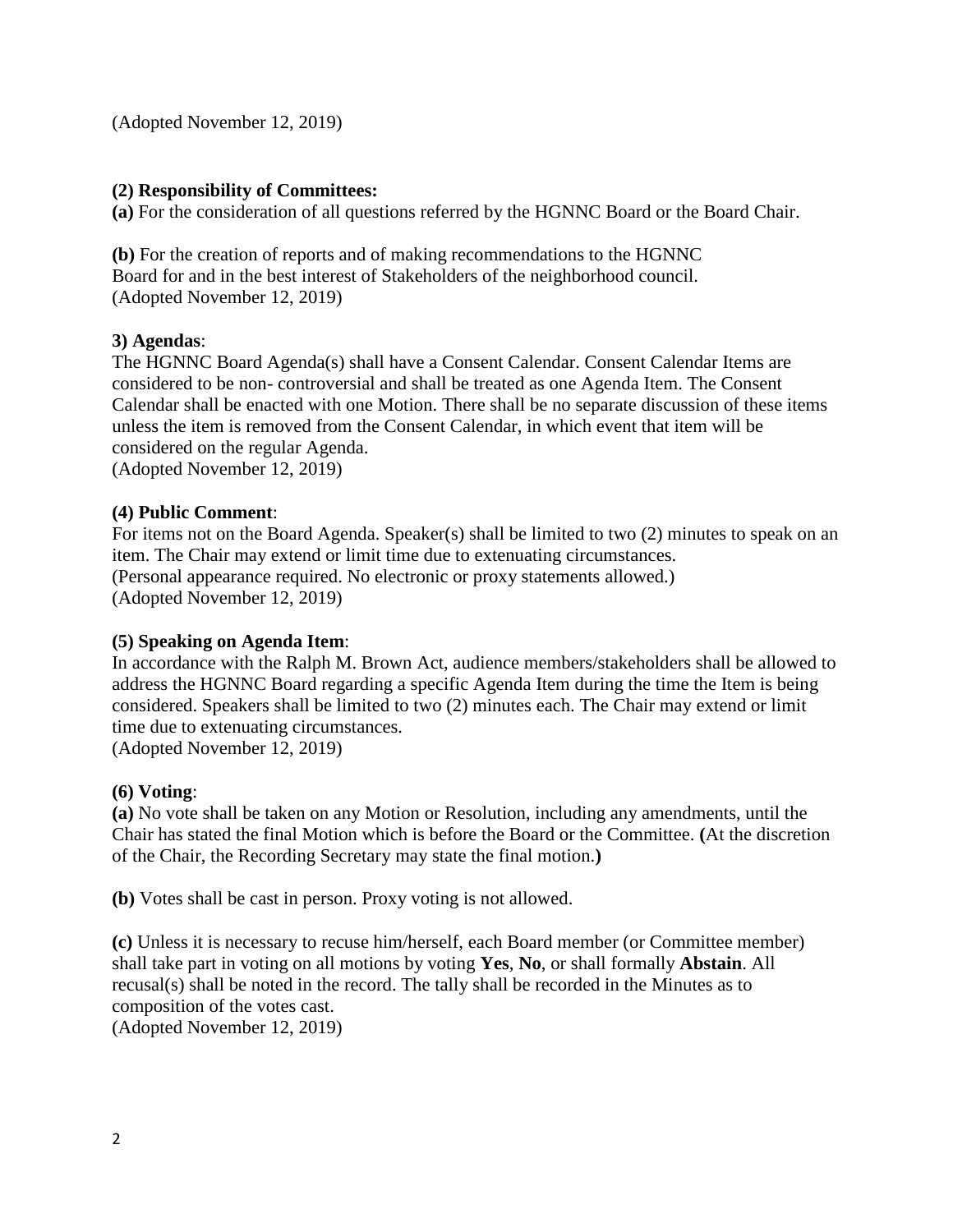(Adopted November 12, 2019)

**(2) Responsibility of Committees:**

**(a)** For the consideration of all questions referred by the HGNNC Board or the Board Chair.

**(b)** For the creation of reports and of making recommendations to the HGNNC Board for and in the best interest of Stakeholders of the neighborhood council.
(Adopted November 12, 2019)

**3) Agendas**:

The HGNNC Board Agenda(s) shall have a Consent Calendar. Consent Calendar Items are considered to be non- controversial and shall be treated as one Agenda Item. The Consent Calendar shall be enacted with one Motion. There shall be no separate discussion of these items unless the item is removed from the Consent Calendar, in which event that item will be considered on the regular Agenda.
(Adopted November 12, 2019)

**(4) Public Comment**:

For items not on the Board Agenda. Speaker(s) shall be limited to two (2) minutes to speak on an item. The Chair may extend or limit time due to extenuating circumstances.
(Personal appearance required. No electronic or proxy statements allowed.)
(Adopted November 12, 2019)

**(5) Speaking on Agenda Item**:

In accordance with the Ralph M. Brown Act, audience members/stakeholders shall be allowed to address the HGNNC Board regarding a specific Agenda Item during the time the Item is being considered. Speakers shall be limited to two (2) minutes each. The Chair may extend or limit time due to extenuating circumstances.
(Adopted November 12, 2019)

**(6) Voting**:

**(a)** No vote shall be taken on any Motion or Resolution, including any amendments, until the Chair has stated the final Motion which is before the Board or the Committee. **(**At the discretion of the Chair, the Recording Secretary may state the final motion.**)**

**(b)** Votes shall be cast in person. Proxy voting is not allowed.

**(c)** Unless it is necessary to recuse him/herself, each Board member (or Committee member) shall take part in voting on all motions by voting **Yes**, **No**, or shall formally **Abstain**. All recusal(s) shall be noted in the record. The tally shall be recorded in the Minutes as to composition of the votes cast.
(Adopted November 12, 2019)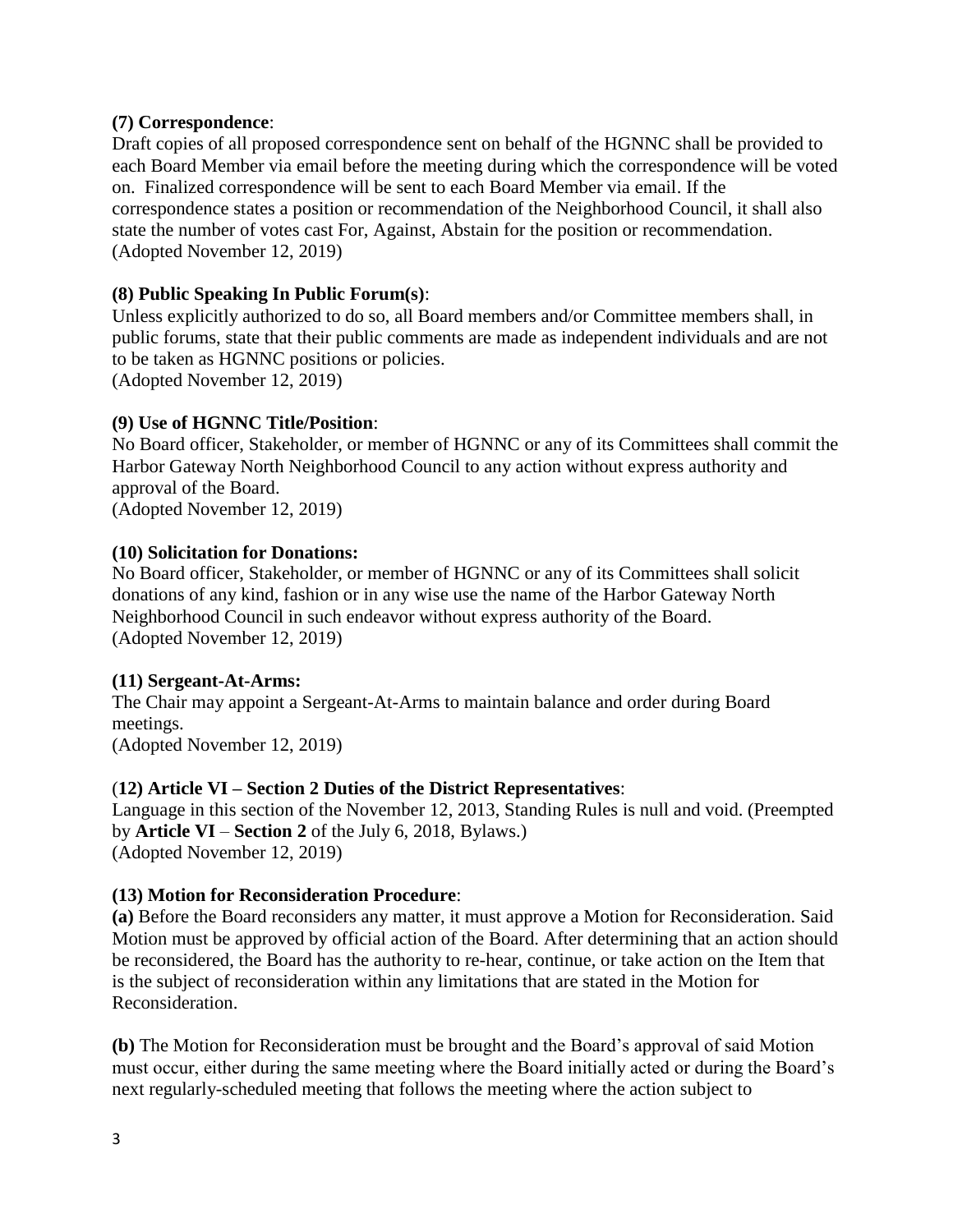**(7) Correspondence**:

Draft copies of all proposed correspondence sent on behalf of the HGNNC shall be provided to each Board Member via email before the meeting during which the correspondence will be voted on. Finalized correspondence will be sent to each Board Member via email. If the correspondence states a position or recommendation of the Neighborhood Council, it shall also state the number of votes cast For, Against, Abstain for the position or recommendation. (Adopted November 12, 2019)

**(8) Public Speaking In Public Forum(s)**:

Unless explicitly authorized to do so, all Board members and/or Committee members shall, in public forums, state that their public comments are made as independent individuals and are not to be taken as HGNNC positions or policies.
(Adopted November 12, 2019)

**(9) Use of HGNNC Title/Position**:

No Board officer, Stakeholder, or member of HGNNC or any of its Committees shall commit the Harbor Gateway North Neighborhood Council to any action without express authority and approval of the Board.
(Adopted November 12, 2019)

**(10) Solicitation for Donations:**

No Board officer, Stakeholder, or member of HGNNC or any of its Committees shall solicit donations of any kind, fashion or in any wise use the name of the Harbor Gateway North Neighborhood Council in such endeavor without express authority of the Board.
(Adopted November 12, 2019)

**(11) Sergeant-At-Arms:**

The Chair may appoint a Sergeant-At-Arms to maintain balance and order during Board meetings.
(Adopted November 12, 2019)

(**12) Article VI – Section 2 Duties of the District Representatives**:

Language in this section of the November 12, 2013, Standing Rules is null and void. (Preempted by **Article VI** – **Section 2** of the July 6, 2018, Bylaws.)
(Adopted November 12, 2019)

**(13) Motion for Reconsideration Procedure**:

**(a)** Before the Board reconsiders any matter, it must approve a Motion for Reconsideration. Said Motion must be approved by official action of the Board. After determining that an action should be reconsidered, the Board has the authority to re-hear, continue, or take action on the Item that is the subject of reconsideration within any limitations that are stated in the Motion for Reconsideration.

**(b)** The Motion for Reconsideration must be brought and the Board's approval of said Motion must occur, either during the same meeting where the Board initially acted or during the Board's next regularly-scheduled meeting that follows the meeting where the action subject to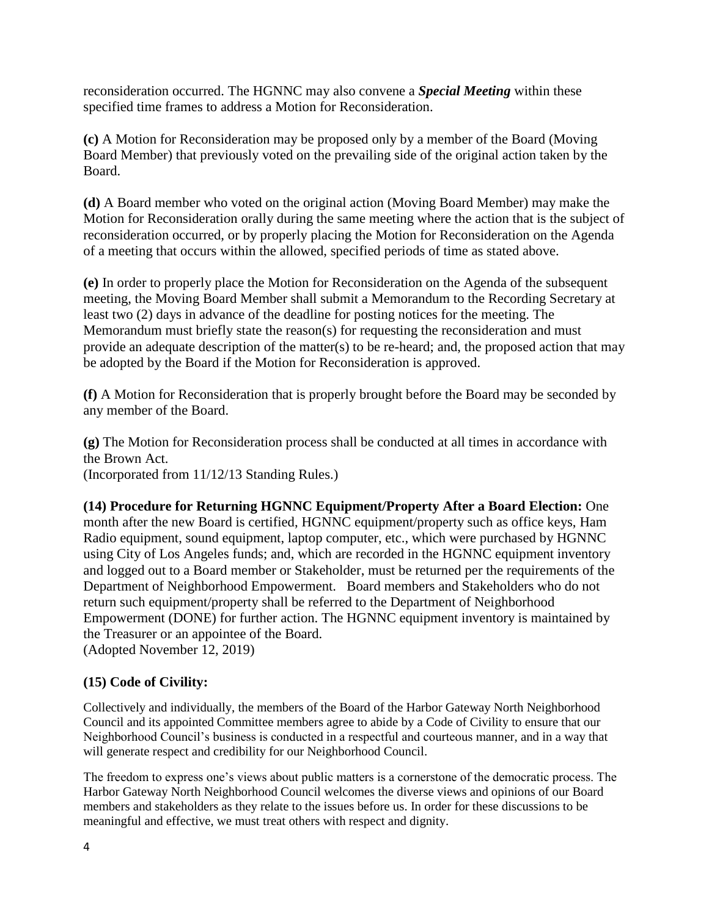reconsideration occurred. The HGNNC may also convene a ***Special Meeting*** within these specified time frames to address a Motion for Reconsideration.

**(c)** A Motion for Reconsideration may be proposed only by a member of the Board (Moving Board Member) that previously voted on the prevailing side of the original action taken by the Board.

**(d)** A Board member who voted on the original action (Moving Board Member) may make the Motion for Reconsideration orally during the same meeting where the action that is the subject of reconsideration occurred, or by properly placing the Motion for Reconsideration on the Agenda of a meeting that occurs within the allowed, specified periods of time as stated above.

**(e)** In order to properly place the Motion for Reconsideration on the Agenda of the subsequent meeting, the Moving Board Member shall submit a Memorandum to the Recording Secretary at least two (2) days in advance of the deadline for posting notices for the meeting. The Memorandum must briefly state the reason(s) for requesting the reconsideration and must provide an adequate description of the matter(s) to be re-heard; and, the proposed action that may be adopted by the Board if the Motion for Reconsideration is approved.

**(f)** A Motion for Reconsideration that is properly brought before the Board may be seconded by any member of the Board.

**(g)** The Motion for Reconsideration process shall be conducted at all times in accordance with the Brown Act.
(Incorporated from 11/12/13 Standing Rules.)

**(14) Procedure for Returning HGNNC Equipment/Property After a Board Election:** One month after the new Board is certified, HGNNC equipment/property such as office keys, Ham Radio equipment, sound equipment, laptop computer, etc., which were purchased by HGNNC using City of Los Angeles funds; and, which are recorded in the HGNNC equipment inventory and logged out to a Board member or Stakeholder, must be returned per the requirements of the Department of Neighborhood Empowerment. Board members and Stakeholders who do not return such equipment/property shall be referred to the Department of Neighborhood Empowerment (DONE) for further action. The HGNNC equipment inventory is maintained by the Treasurer or an appointee of the Board.
(Adopted November 12, 2019)

### (15) Code of Civility:

Collectively and individually, the members of the Board of the Harbor Gateway North Neighborhood Council and its appointed Committee members agree to abide by a Code of Civility to ensure that our Neighborhood Council's business is conducted in a respectful and courteous manner, and in a way that will generate respect and credibility for our Neighborhood Council.

The freedom to express one's views about public matters is a cornerstone of the democratic process. The Harbor Gateway North Neighborhood Council welcomes the diverse views and opinions of our Board members and stakeholders as they relate to the issues before us. In order for these discussions to be meaningful and effective, we must treat others with respect and dignity.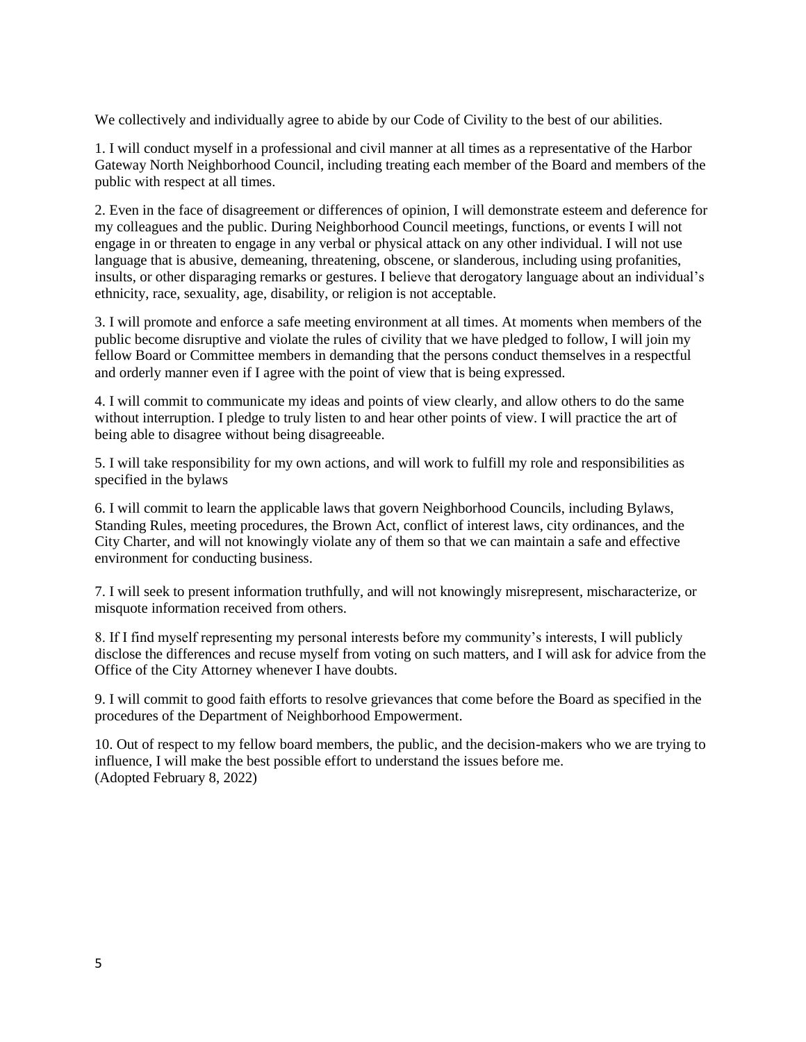We collectively and individually agree to abide by our Code of Civility to the best of our abilities.

1. I will conduct myself in a professional and civil manner at all times as a representative of the Harbor Gateway North Neighborhood Council, including treating each member of the Board and members of the public with respect at all times.

2. Even in the face of disagreement or differences of opinion, I will demonstrate esteem and deference for my colleagues and the public. During Neighborhood Council meetings, functions, or events I will not engage in or threaten to engage in any verbal or physical attack on any other individual. I will not use language that is abusive, demeaning, threatening, obscene, or slanderous, including using profanities, insults, or other disparaging remarks or gestures. I believe that derogatory language about an individual's ethnicity, race, sexuality, age, disability, or religion is not acceptable.

3. I will promote and enforce a safe meeting environment at all times. At moments when members of the public become disruptive and violate the rules of civility that we have pledged to follow, I will join my fellow Board or Committee members in demanding that the persons conduct themselves in a respectful and orderly manner even if I agree with the point of view that is being expressed.

4. I will commit to communicate my ideas and points of view clearly, and allow others to do the same without interruption. I pledge to truly listen to and hear other points of view. I will practice the art of being able to disagree without being disagreeable.

5. I will take responsibility for my own actions, and will work to fulfill my role and responsibilities as specified in the bylaws

6. I will commit to learn the applicable laws that govern Neighborhood Councils, including Bylaws, Standing Rules, meeting procedures, the Brown Act, conflict of interest laws, city ordinances, and the City Charter, and will not knowingly violate any of them so that we can maintain a safe and effective environment for conducting business.

7. I will seek to present information truthfully, and will not knowingly misrepresent, mischaracterize, or misquote information received from others.

8. If I find myself representing my personal interests before my community's interests, I will publicly disclose the differences and recuse myself from voting on such matters, and I will ask for advice from the Office of the City Attorney whenever I have doubts.

9. I will commit to good faith efforts to resolve grievances that come before the Board as specified in the procedures of the Department of Neighborhood Empowerment.

10. Out of respect to my fellow board members, the public, and the decision-makers who we are trying to influence, I will make the best possible effort to understand the issues before me.
(Adopted February 8, 2022)